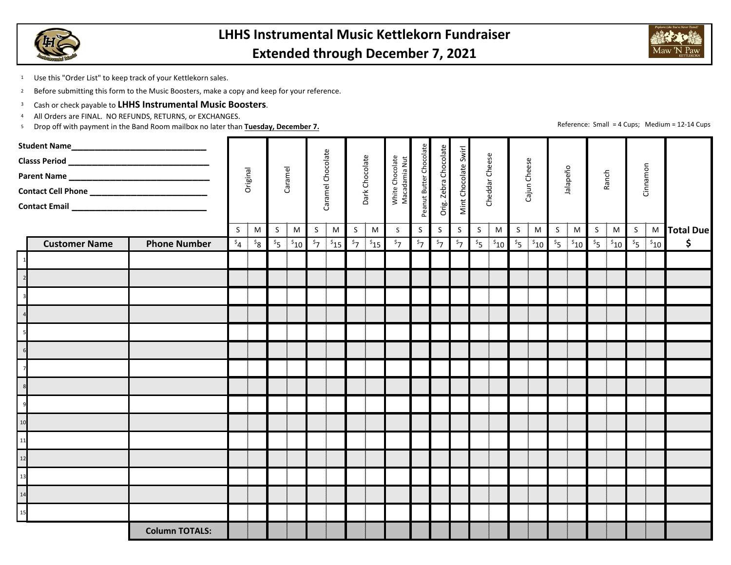# LHHS Instrumental Music Kettlekorn Fundraiser
## Extended through December 7, 2021

1. Use this "Order List" to keep track of your Kettlekorn sales.
2. Before submitting this form to the Music Boosters, make a copy and keep for your reference.
3. Cash or check payable to **LHHS Instrumental Music Boosters**.
4. All Orders are FINAL. NO REFUNDS, RETURNS, or EXCHANGES.
5. Drop off with payment in the Band Room mailbox no later than **Tuesday, December 7.**

Reference: Small = 4 Cups; Medium = 12-14 Cups

**Student Name**______________________________

**Classs Period** ______________________________

**Parent Name** ______________________________

**Contact Cell Phone** __________________________

**Contact Email** ______________________________

| | | | Original | | Caramel | | Caramel Chocolate | | Dark Chocolate | | White Chocolate Macadamia Nut | Peanut Butter Chocolate | Orig. Zebra Chocolate | Mint Chocolate Swirl | Cheddar Cheese | | Cajun Cheese | | Jalapeño | | Ranch | | Cinnamon | | Total Due |
|---|---|---|---|---|---|---|---|---|---|---|---|---|---|---|---|---|---|---|---|---|---|---|---|---|---|
| | | | S | M | S | M | S | M | S | M | S | S | S | S | S | M | S | M | S | M | S | M | S | M | |
| | **Customer Name** | **Phone Number** | $4 | $8 | $5 | $10 | $7 | $15 | $7 | $15 | $7 | $7 | $7 | $7 | $5 | $10 | $5 | $10 | $5 | $10 | $5 | $10 | $5 | $10 | **$** |
| 1 | | | | | | | | | | | | | | | | | | | | | | | | | |
| 2 | | | | | | | | | | | | | | | | | | | | | | | | | |
| 3 | | | | | | | | | | | | | | | | | | | | | | | | | |
| 4 | | | | | | | | | | | | | | | | | | | | | | | | | |
| 5 | | | | | | | | | | | | | | | | | | | | | | | | | |
| 6 | | | | | | | | | | | | | | | | | | | | | | | | | |
| 7 | | | | | | | | | | | | | | | | | | | | | | | | | |
| 8 | | | | | | | | | | | | | | | | | | | | | | | | | |
| 9 | | | | | | | | | | | | | | | | | | | | | | | | | |
| 10 | | | | | | | | | | | | | | | | | | | | | | | | | |
| 11 | | | | | | | | | | | | | | | | | | | | | | | | | |
| 12 | | | | | | | | | | | | | | | | | | | | | | | | | |
| 13 | | | | | | | | | | | | | | | | | | | | | | | | | |
| 14 | | | | | | | | | | | | | | | | | | | | | | | | | |
| 15 | | | | | | | | | | | | | | | | | | | | | | | | | |
| | | **Column TOTALS:** | | | | | | | | | | | | | | | | | | | | | | | |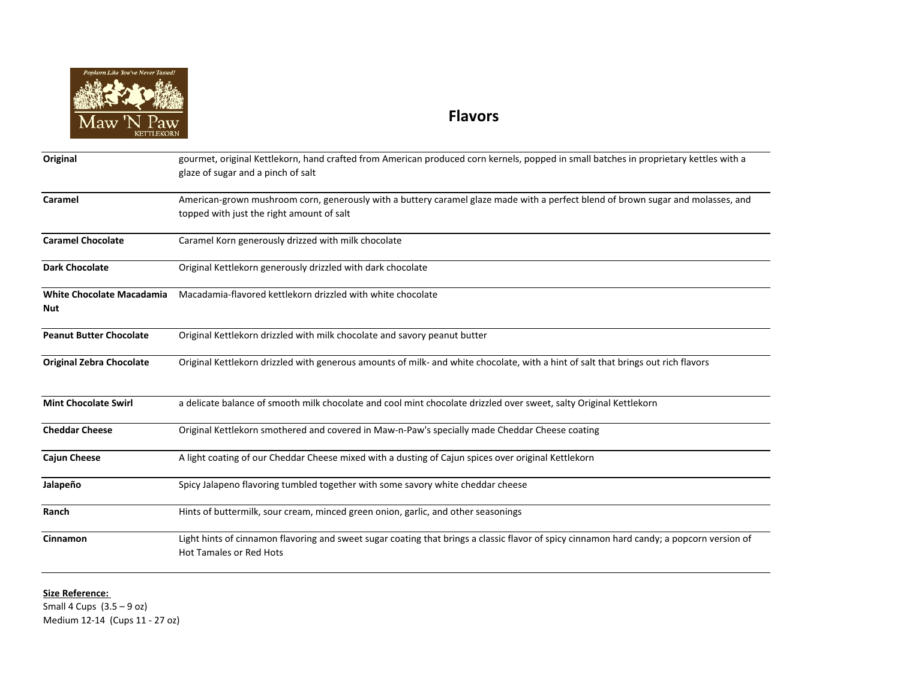# Flavors

| | |
|---|---|
| **Original** | gourmet, original Kettlekorn, hand crafted from American produced corn kernels, popped in small batches in proprietary kettles with a glaze of sugar and a pinch of salt |
| **Caramel** | American-grown mushroom corn, generously with a buttery caramel glaze made with a perfect blend of brown sugar and molasses, and topped with just the right amount of salt |
| **Caramel Chocolate** | Caramel Korn generously drizzed with milk chocolate |
| **Dark Chocolate** | Original Kettlekorn generously drizzled with dark chocolate |
| **White Chocolate Macadamia Nut** | Macadamia-flavored kettlekorn drizzled with white chocolate |
| **Peanut Butter Chocolate** | Original Kettlekorn drizzled with milk chocolate and savory peanut butter |
| **Original Zebra Chocolate** | Original Kettlekorn drizzled with generous amounts of milk- and white chocolate, with a hint of salt that brings out rich flavors |
| **Mint Chocolate Swirl** | a delicate balance of smooth milk chocolate and cool mint chocolate drizzled over sweet, salty Original Kettlekorn |
| **Cheddar Cheese** | Original Kettlekorn smothered and covered in Maw-n-Paw's specially made Cheddar Cheese coating |
| **Cajun Cheese** | A light coating of our Cheddar Cheese mixed with a dusting of Cajun spices over original Kettlekorn |
| **Jalapeño** | Spicy Jalapeno flavoring tumbled together with some savory white cheddar cheese |
| **Ranch** | Hints of buttermilk, sour cream, minced green onion, garlic, and other seasonings |
| **Cinnamon** | Light hints of cinnamon flavoring and sweet sugar coating that brings a classic flavor of spicy cinnamon hard candy; a popcorn version of Hot Tamales or Red Hots |

**Size Reference:**

Small 4 Cups (3.5 – 9 oz)
Medium 12-14 (Cups 11 - 27 oz)